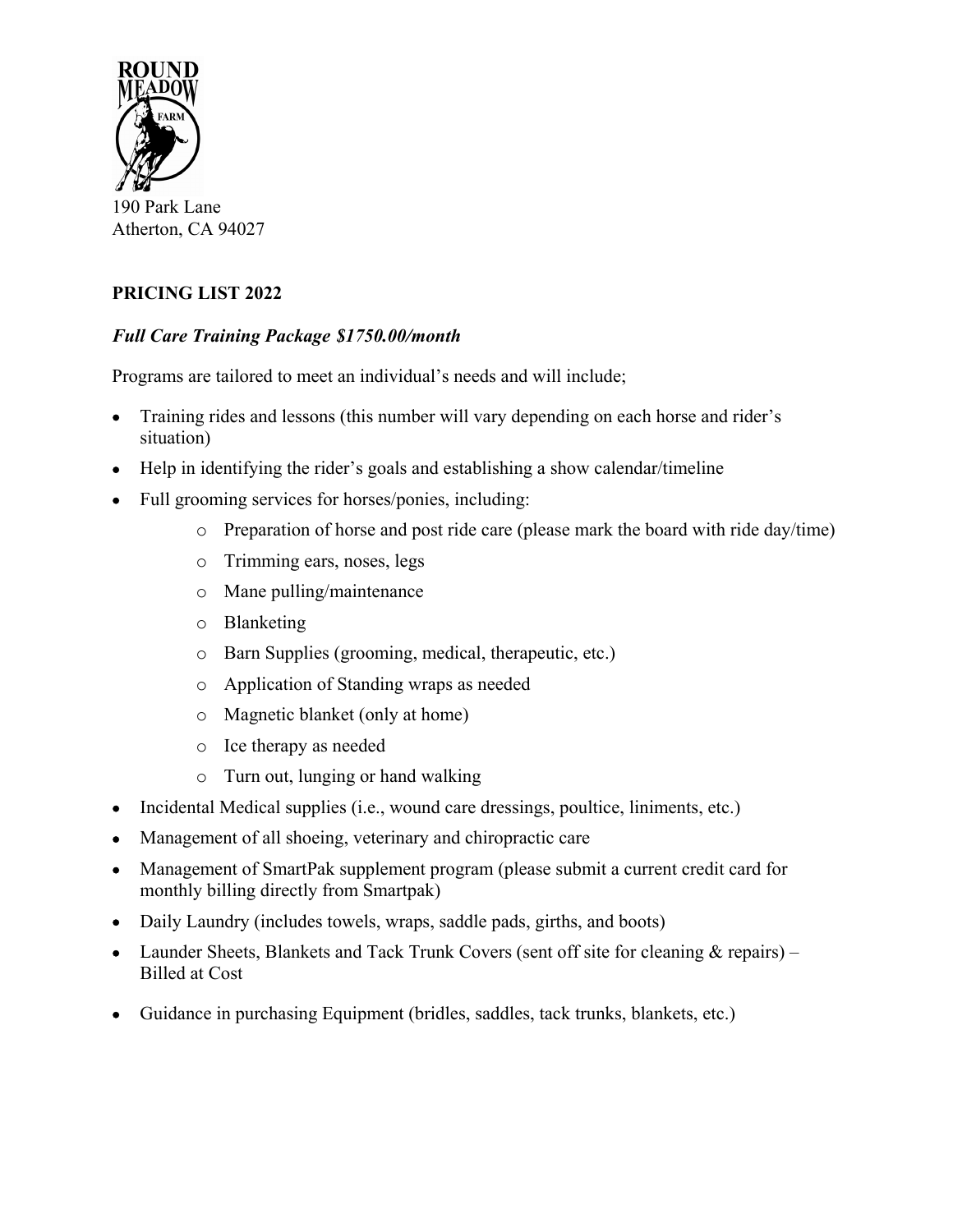ROUND MEADOW FARM

190 Park Lane
Atherton, CA 94027

**PRICING LIST 2022**

***Full Care Training Package $1750.00/month***

Programs are tailored to meet an individual's needs and will include;

- Training rides and lessons (this number will vary depending on each horse and rider's situation)
- Help in identifying the rider's goals and establishing a show calendar/timeline
- Full grooming services for horses/ponies, including:
  - Preparation of horse and post ride care (please mark the board with ride day/time)
  - Trimming ears, noses, legs
  - Mane pulling/maintenance
  - Blanketing
  - Barn Supplies (grooming, medical, therapeutic, etc.)
  - Application of Standing wraps as needed
  - Magnetic blanket (only at home)
  - Ice therapy as needed
  - Turn out, lunging or hand walking
- Incidental Medical supplies (i.e., wound care dressings, poultice, liniments, etc.)
- Management of all shoeing, veterinary and chiropractic care
- Management of SmartPak supplement program (please submit a current credit card for monthly billing directly from Smartpak)
- Daily Laundry (includes towels, wraps, saddle pads, girths, and boots)
- Launder Sheets, Blankets and Tack Trunk Covers (sent off site for cleaning & repairs) – Billed at Cost
- Guidance in purchasing Equipment (bridles, saddles, tack trunks, blankets, etc.)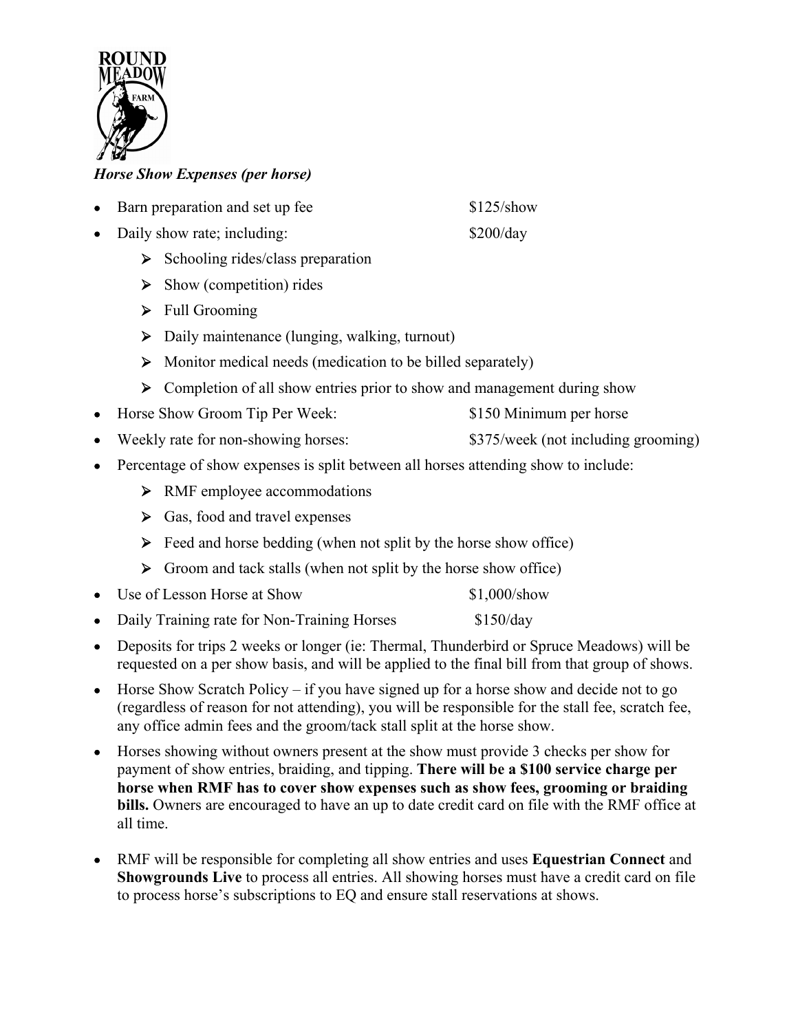***Horse Show Expenses (per horse)***

- Barn preparation and set up fee $125/show
- Daily show rate; including: $200/day
  - Schooling rides/class preparation
  - Show (competition) rides
  - Full Grooming
  - Daily maintenance (lunging, walking, turnout)
  - Monitor medical needs (medication to be billed separately)
  - Completion of all show entries prior to show and management during show
- Horse Show Groom Tip Per Week: $150 Minimum per horse
- Weekly rate for non-showing horses: $375/week (not including grooming)
- Percentage of show expenses is split between all horses attending show to include:
  - RMF employee accommodations
  - Gas, food and travel expenses
  - Feed and horse bedding (when not split by the horse show office)
  - Groom and tack stalls (when not split by the horse show office)
- Use of Lesson Horse at Show $1,000/show
- Daily Training rate for Non-Training Horses $150/day
- Deposits for trips 2 weeks or longer (ie: Thermal, Thunderbird or Spruce Meadows) will be requested on a per show basis, and will be applied to the final bill from that group of shows.
- Horse Show Scratch Policy – if you have signed up for a horse show and decide not to go (regardless of reason for not attending), you will be responsible for the stall fee, scratch fee, any office admin fees and the groom/tack stall split at the horse show.
- Horses showing without owners present at the show must provide 3 checks per show for payment of show entries, braiding, and tipping. **There will be a $100 service charge per horse when RMF has to cover show expenses such as show fees, grooming or braiding bills.** Owners are encouraged to have an up to date credit card on file with the RMF office at all time.
- RMF will be responsible for completing all show entries and uses **Equestrian Connect** and **Showgrounds Live** to process all entries. All showing horses must have a credit card on file to process horse's subscriptions to EQ and ensure stall reservations at shows.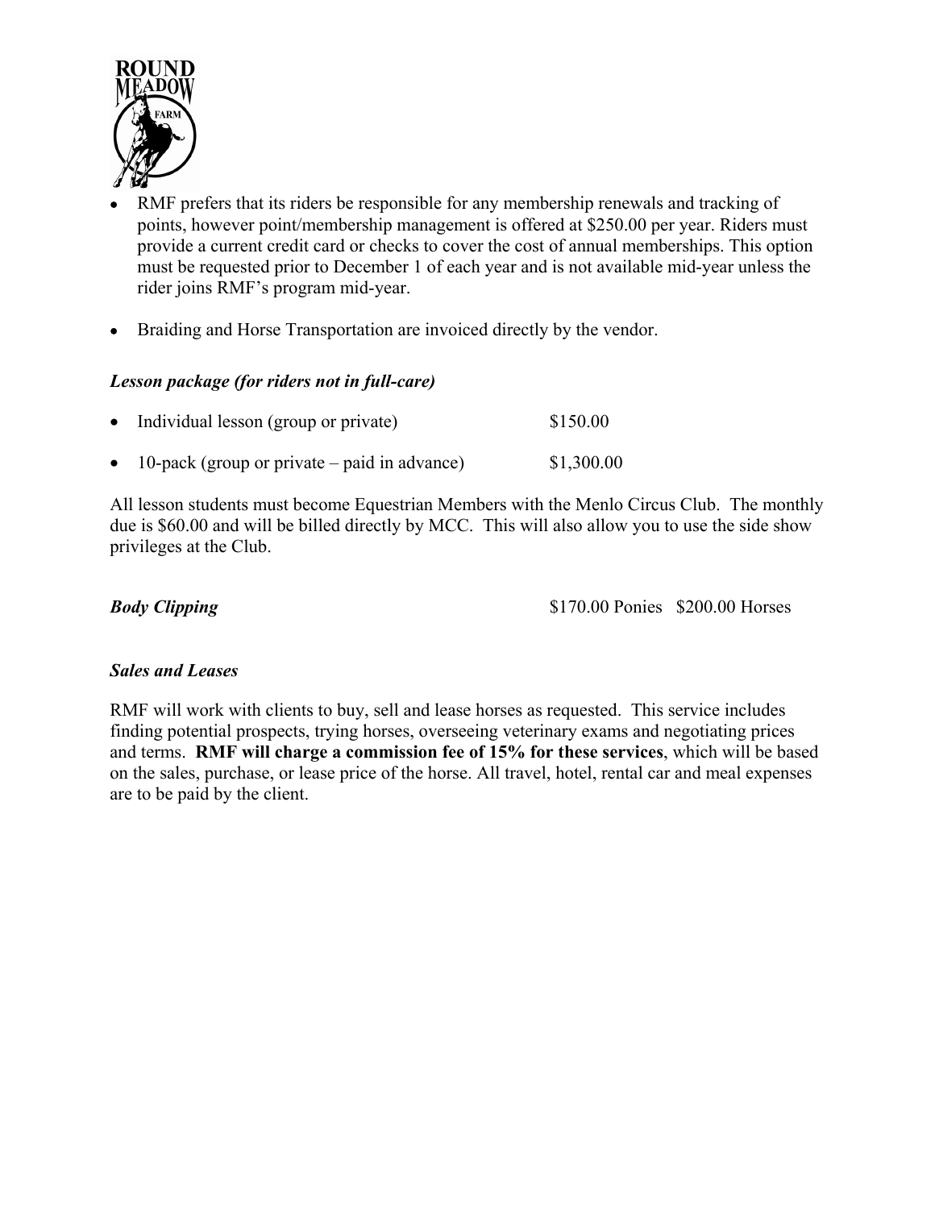- RMF prefers that its riders be responsible for any membership renewals and tracking of points, however point/membership management is offered at $250.00 per year. Riders must provide a current credit card or checks to cover the cost of annual memberships. This option must be requested prior to December 1 of each year and is not available mid-year unless the rider joins RMF's program mid-year.

- Braiding and Horse Transportation are invoiced directly by the vendor.

***Lesson package (for riders not in full-care)***

- Individual lesson (group or private) $150.00

- 10-pack (group or private – paid in advance) $1,300.00

All lesson students must become Equestrian Members with the Menlo Circus Club. The monthly due is $60.00 and will be billed directly by MCC. This will also allow you to use the side show privileges at the Club.

***Body Clipping*** $170.00 Ponies $200.00 Horses

***Sales and Leases***

RMF will work with clients to buy, sell and lease horses as requested. This service includes finding potential prospects, trying horses, overseeing veterinary exams and negotiating prices and terms. **RMF will charge a commission fee of 15% for these services**, which will be based on the sales, purchase, or lease price of the horse. All travel, hotel, rental car and meal expenses are to be paid by the client.